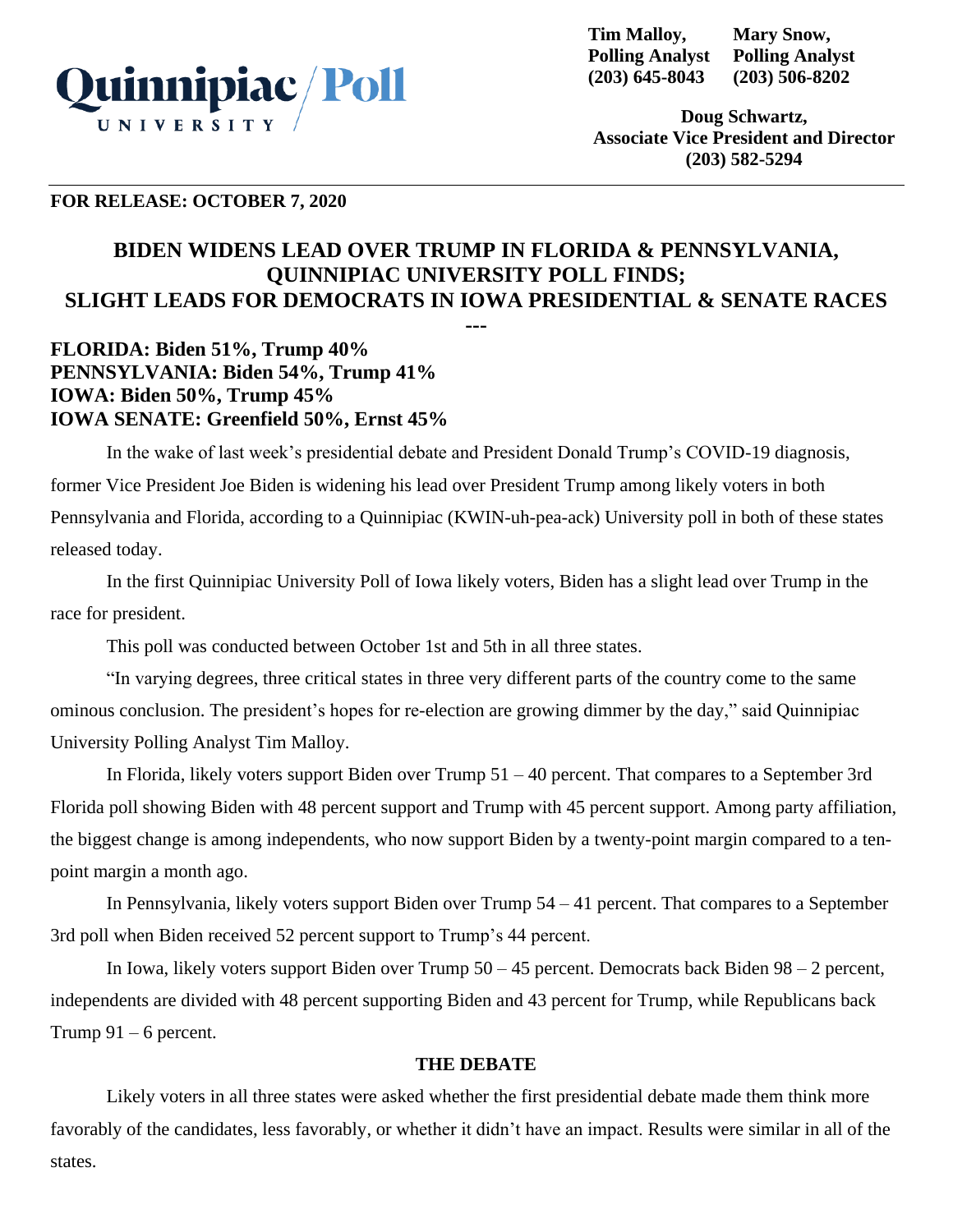Quinnipiac University Poll

**Tim Malloy,**
**Polling Analyst**
**(203) 645-8043**

**Mary Snow,**
**Polling Analyst**
**(203) 506-8202**

**Doug Schwartz,**
**Associate Vice President and Director**
**(203) 582-5294**

**FOR RELEASE: OCTOBER 7, 2020**

# BIDEN WIDENS LEAD OVER TRUMP IN FLORIDA & PENNSYLVANIA, QUINNIPIAC UNIVERSITY POLL FINDS; SLIGHT LEADS FOR DEMOCRATS IN IOWA PRESIDENTIAL & SENATE RACES

---

**FLORIDA: Biden 51%, Trump 40%**
**PENNSYLVANIA: Biden 54%, Trump 41%**
**IOWA: Biden 50%, Trump 45%**
**IOWA SENATE: Greenfield 50%, Ernst 45%**

In the wake of last week's presidential debate and President Donald Trump's COVID-19 diagnosis, former Vice President Joe Biden is widening his lead over President Trump among likely voters in both Pennsylvania and Florida, according to a Quinnipiac (KWIN-uh-pea-ack) University poll in both of these states released today.

In the first Quinnipiac University Poll of Iowa likely voters, Biden has a slight lead over Trump in the race for president.

This poll was conducted between October 1st and 5th in all three states.

"In varying degrees, three critical states in three very different parts of the country come to the same ominous conclusion. The president's hopes for re-election are growing dimmer by the day," said Quinnipiac University Polling Analyst Tim Malloy.

In Florida, likely voters support Biden over Trump 51 – 40 percent. That compares to a September 3rd Florida poll showing Biden with 48 percent support and Trump with 45 percent support. Among party affiliation, the biggest change is among independents, who now support Biden by a twenty-point margin compared to a ten-point margin a month ago.

In Pennsylvania, likely voters support Biden over Trump 54 – 41 percent. That compares to a September 3rd poll when Biden received 52 percent support to Trump's 44 percent.

In Iowa, likely voters support Biden over Trump 50 – 45 percent. Democrats back Biden 98 – 2 percent, independents are divided with 48 percent supporting Biden and 43 percent for Trump, while Republicans back Trump 91 – 6 percent.

## THE DEBATE

Likely voters in all three states were asked whether the first presidential debate made them think more favorably of the candidates, less favorably, or whether it didn't have an impact. Results were similar in all of the states.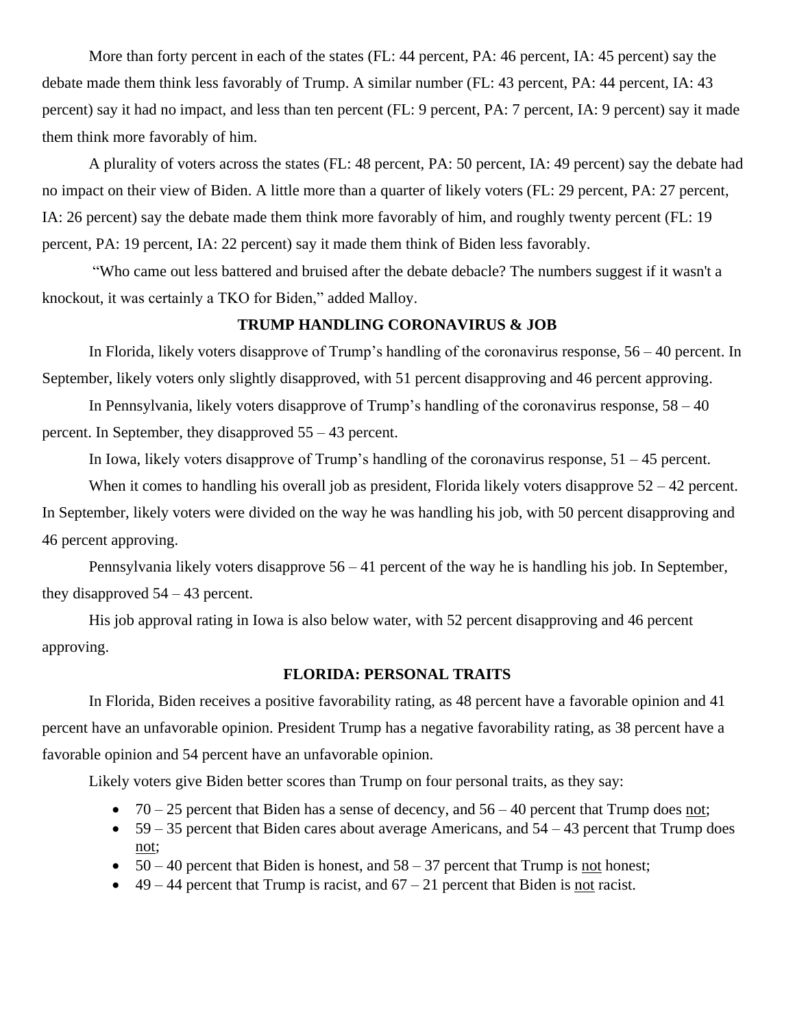More than forty percent in each of the states (FL: 44 percent, PA: 46 percent, IA: 45 percent) say the debate made them think less favorably of Trump. A similar number (FL: 43 percent, PA: 44 percent, IA: 43 percent) say it had no impact, and less than ten percent (FL: 9 percent, PA: 7 percent, IA: 9 percent) say it made them think more favorably of him.

A plurality of voters across the states (FL: 48 percent, PA: 50 percent, IA: 49 percent) say the debate had no impact on their view of Biden. A little more than a quarter of likely voters (FL: 29 percent, PA: 27 percent, IA: 26 percent) say the debate made them think more favorably of him, and roughly twenty percent (FL: 19 percent, PA: 19 percent, IA: 22 percent) say it made them think of Biden less favorably.

"Who came out less battered and bruised after the debate debacle? The numbers suggest if it wasn't a knockout, it was certainly a TKO for Biden," added Malloy.

## TRUMP HANDLING CORONAVIRUS & JOB

In Florida, likely voters disapprove of Trump's handling of the coronavirus response, 56 – 40 percent. In September, likely voters only slightly disapproved, with 51 percent disapproving and 46 percent approving.

In Pennsylvania, likely voters disapprove of Trump's handling of the coronavirus response, 58 – 40 percent. In September, they disapproved 55 – 43 percent.

In Iowa, likely voters disapprove of Trump's handling of the coronavirus response, 51 – 45 percent.

When it comes to handling his overall job as president, Florida likely voters disapprove 52 – 42 percent. In September, likely voters were divided on the way he was handling his job, with 50 percent disapproving and 46 percent approving.

Pennsylvania likely voters disapprove 56 – 41 percent of the way he is handling his job. In September, they disapproved 54 – 43 percent.

His job approval rating in Iowa is also below water, with 52 percent disapproving and 46 percent approving.

## FLORIDA: PERSONAL TRAITS

In Florida, Biden receives a positive favorability rating, as 48 percent have a favorable opinion and 41 percent have an unfavorable opinion. President Trump has a negative favorability rating, as 38 percent have a favorable opinion and 54 percent have an unfavorable opinion.

Likely voters give Biden better scores than Trump on four personal traits, as they say:

- 70 – 25 percent that Biden has a sense of decency, and 56 – 40 percent that Trump does <u>not</u>;
- 59 – 35 percent that Biden cares about average Americans, and 54 – 43 percent that Trump does <u>not</u>;
- 50 – 40 percent that Biden is honest, and 58 – 37 percent that Trump is <u>not</u> honest;
- 49 – 44 percent that Trump is racist, and 67 – 21 percent that Biden is <u>not</u> racist.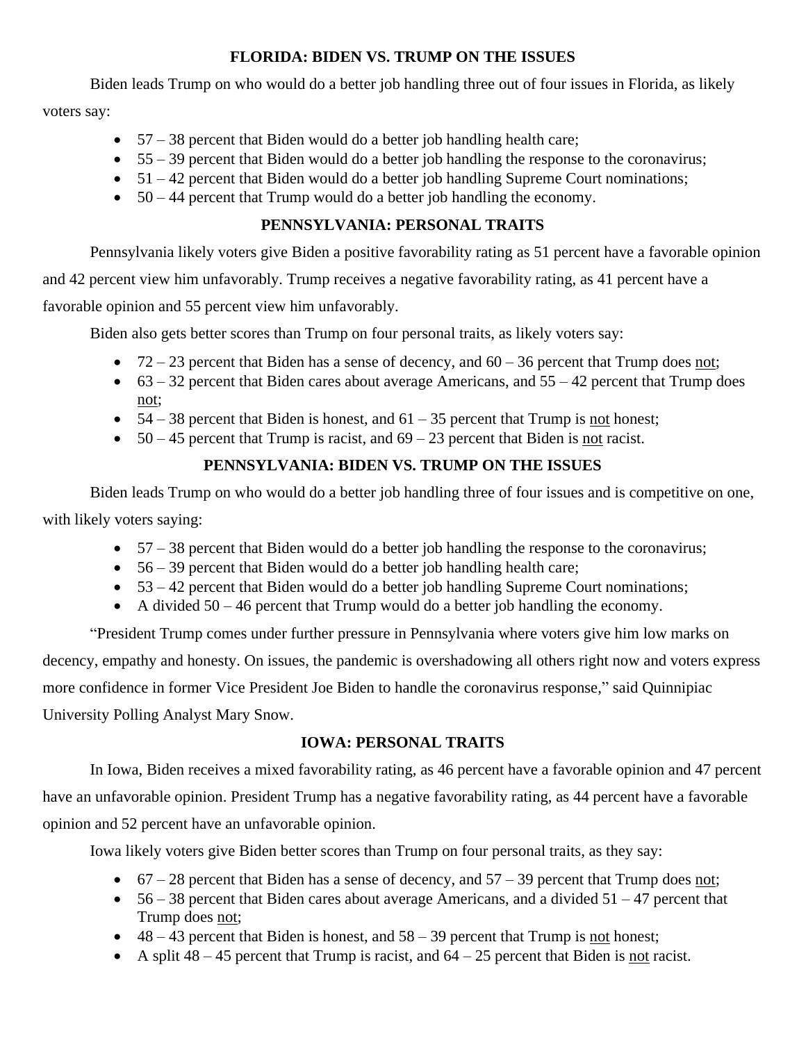## FLORIDA: BIDEN VS. TRUMP ON THE ISSUES

Biden leads Trump on who would do a better job handling three out of four issues in Florida, as likely voters say:

- 57 – 38 percent that Biden would do a better job handling health care;
- 55 – 39 percent that Biden would do a better job handling the response to the coronavirus;
- 51 – 42 percent that Biden would do a better job handling Supreme Court nominations;
- 50 – 44 percent that Trump would do a better job handling the economy.

## PENNSYLVANIA: PERSONAL TRAITS

Pennsylvania likely voters give Biden a positive favorability rating as 51 percent have a favorable opinion and 42 percent view him unfavorably. Trump receives a negative favorability rating, as 41 percent have a favorable opinion and 55 percent view him unfavorably.

Biden also gets better scores than Trump on four personal traits, as likely voters say:

- 72 – 23 percent that Biden has a sense of decency, and 60 – 36 percent that Trump does not;
- 63 – 32 percent that Biden cares about average Americans, and 55 – 42 percent that Trump does not;
- 54 – 38 percent that Biden is honest, and 61 – 35 percent that Trump is not honest;
- 50 – 45 percent that Trump is racist, and 69 – 23 percent that Biden is not racist.

## PENNSYLVANIA: BIDEN VS. TRUMP ON THE ISSUES

Biden leads Trump on who would do a better job handling three of four issues and is competitive on one, with likely voters saying:

- 57 – 38 percent that Biden would do a better job handling the response to the coronavirus;
- 56 – 39 percent that Biden would do a better job handling health care;
- 53 – 42 percent that Biden would do a better job handling Supreme Court nominations;
- A divided 50 – 46 percent that Trump would do a better job handling the economy.

"President Trump comes under further pressure in Pennsylvania where voters give him low marks on decency, empathy and honesty. On issues, the pandemic is overshadowing all others right now and voters express more confidence in former Vice President Joe Biden to handle the coronavirus response," said Quinnipiac University Polling Analyst Mary Snow.

## IOWA: PERSONAL TRAITS

In Iowa, Biden receives a mixed favorability rating, as 46 percent have a favorable opinion and 47 percent have an unfavorable opinion. President Trump has a negative favorability rating, as 44 percent have a favorable opinion and 52 percent have an unfavorable opinion.

Iowa likely voters give Biden better scores than Trump on four personal traits, as they say:

- 67 – 28 percent that Biden has a sense of decency, and 57 – 39 percent that Trump does not;
- 56 – 38 percent that Biden cares about average Americans, and a divided 51 – 47 percent that Trump does not;
- 48 – 43 percent that Biden is honest, and 58 – 39 percent that Trump is not honest;
- A split 48 – 45 percent that Trump is racist, and 64 – 25 percent that Biden is not racist.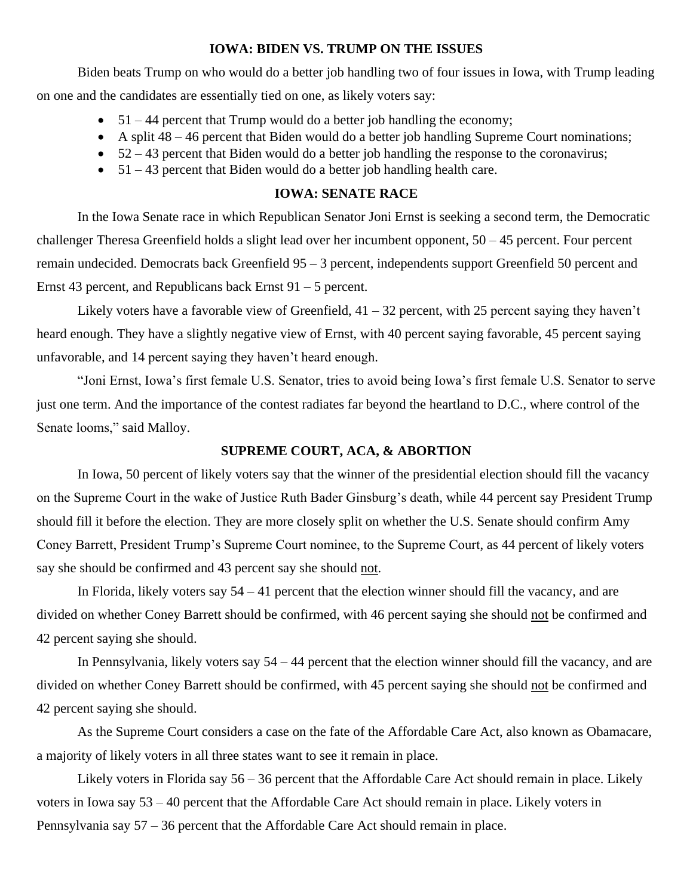## IOWA: BIDEN VS. TRUMP ON THE ISSUES

Biden beats Trump on who would do a better job handling two of four issues in Iowa, with Trump leading on one and the candidates are essentially tied on one, as likely voters say:

- 51 – 44 percent that Trump would do a better job handling the economy;
- A split 48 – 46 percent that Biden would do a better job handling Supreme Court nominations;
- 52 – 43 percent that Biden would do a better job handling the response to the coronavirus;
- 51 – 43 percent that Biden would do a better job handling health care.

## IOWA: SENATE RACE

In the Iowa Senate race in which Republican Senator Joni Ernst is seeking a second term, the Democratic challenger Theresa Greenfield holds a slight lead over her incumbent opponent, 50 – 45 percent. Four percent remain undecided. Democrats back Greenfield 95 – 3 percent, independents support Greenfield 50 percent and Ernst 43 percent, and Republicans back Ernst 91 – 5 percent.

Likely voters have a favorable view of Greenfield, 41 – 32 percent, with 25 percent saying they haven't heard enough. They have a slightly negative view of Ernst, with 40 percent saying favorable, 45 percent saying unfavorable, and 14 percent saying they haven't heard enough.

"Joni Ernst, Iowa's first female U.S. Senator, tries to avoid being Iowa's first female U.S. Senator to serve just one term. And the importance of the contest radiates far beyond the heartland to D.C., where control of the Senate looms," said Malloy.

## SUPREME COURT, ACA, & ABORTION

In Iowa, 50 percent of likely voters say that the winner of the presidential election should fill the vacancy on the Supreme Court in the wake of Justice Ruth Bader Ginsburg's death, while 44 percent say President Trump should fill it before the election. They are more closely split on whether the U.S. Senate should confirm Amy Coney Barrett, President Trump's Supreme Court nominee, to the Supreme Court, as 44 percent of likely voters say she should be confirmed and 43 percent say she should not.

In Florida, likely voters say 54 – 41 percent that the election winner should fill the vacancy, and are divided on whether Coney Barrett should be confirmed, with 46 percent saying she should not be confirmed and 42 percent saying she should.

In Pennsylvania, likely voters say 54 – 44 percent that the election winner should fill the vacancy, and are divided on whether Coney Barrett should be confirmed, with 45 percent saying she should not be confirmed and 42 percent saying she should.

As the Supreme Court considers a case on the fate of the Affordable Care Act, also known as Obamacare, a majority of likely voters in all three states want to see it remain in place.

Likely voters in Florida say 56 – 36 percent that the Affordable Care Act should remain in place. Likely voters in Iowa say 53 – 40 percent that the Affordable Care Act should remain in place. Likely voters in Pennsylvania say 57 – 36 percent that the Affordable Care Act should remain in place.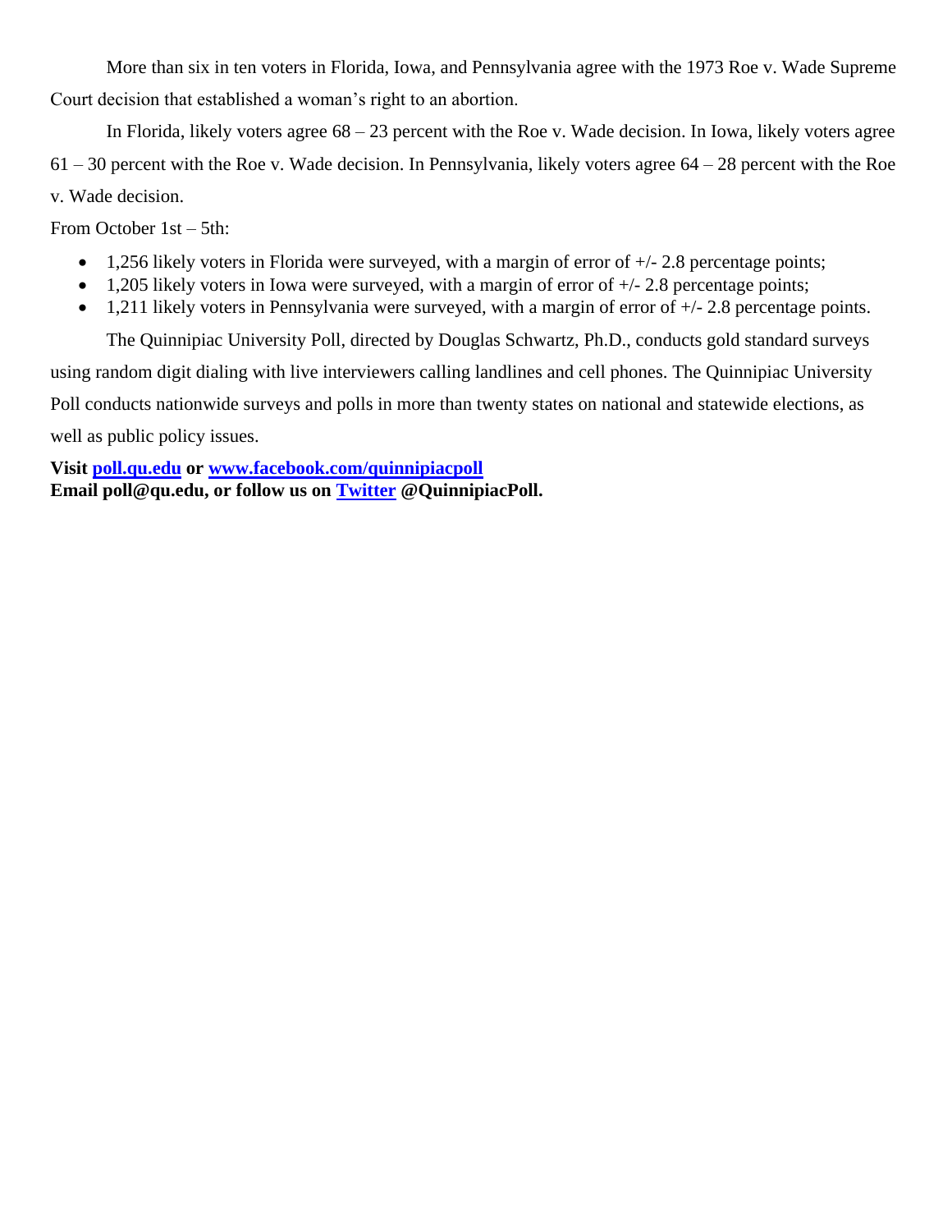More than six in ten voters in Florida, Iowa, and Pennsylvania agree with the 1973 Roe v. Wade Supreme Court decision that established a woman's right to an abortion.

In Florida, likely voters agree 68 – 23 percent with the Roe v. Wade decision. In Iowa, likely voters agree 61 – 30 percent with the Roe v. Wade decision. In Pennsylvania, likely voters agree 64 – 28 percent with the Roe v. Wade decision.

From October 1st – 5th:

- 1,256 likely voters in Florida were surveyed, with a margin of error of +/- 2.8 percentage points;
- 1,205 likely voters in Iowa were surveyed, with a margin of error of +/- 2.8 percentage points;
- 1,211 likely voters in Pennsylvania were surveyed, with a margin of error of +/- 2.8 percentage points.

The Quinnipiac University Poll, directed by Douglas Schwartz, Ph.D., conducts gold standard surveys using random digit dialing with live interviewers calling landlines and cell phones. The Quinnipiac University Poll conducts nationwide surveys and polls in more than twenty states on national and statewide elections, as well as public policy issues.

**Visit [poll.qu.edu](poll.qu.edu) or [www.facebook.com/quinnipiacpoll](www.facebook.com/quinnipiacpoll)**
**Email poll@qu.edu, or follow us on [Twitter](Twitter) @QuinnipiacPoll.**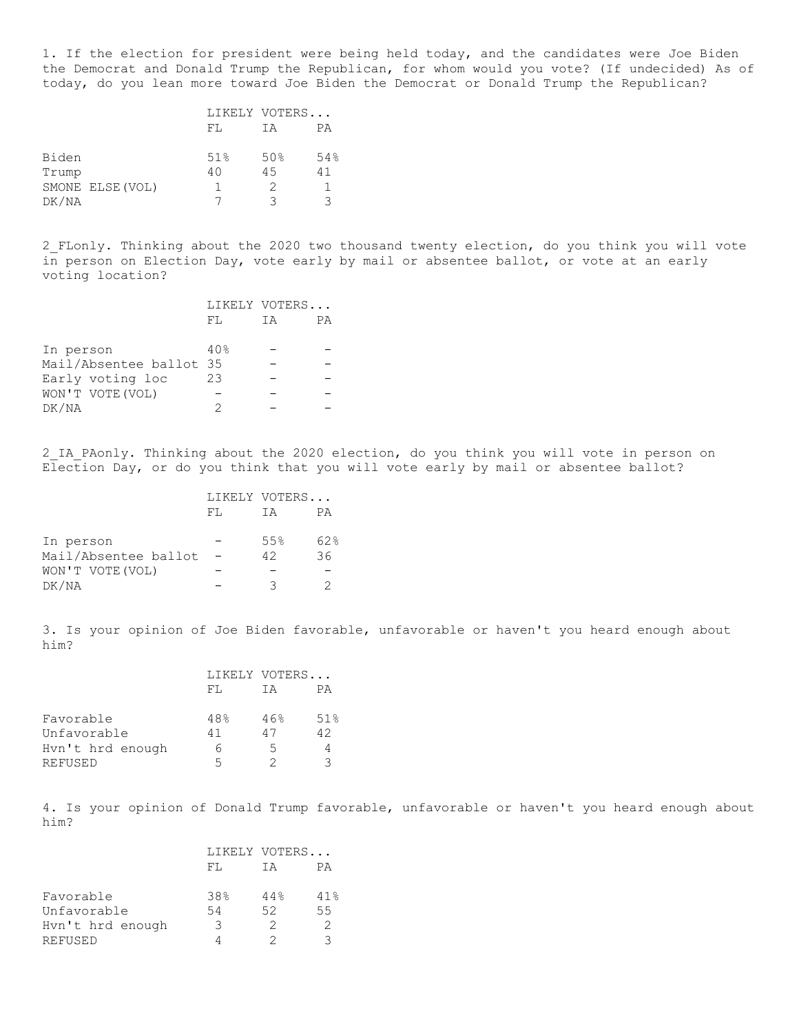1. If the election for president were being held today, and the candidates were Joe Biden the Democrat and Donald Trump the Republican, for whom would you vote? (If undecided) As of today, do you lean more toward Joe Biden the Democrat or Donald Trump the Republican?

| | LIKELY VOTERS... | | |
|---|---|---|---|
| | FL | IA | PA |
| Biden | 51% | 50% | 54% |
| Trump | 40 | 45 | 41 |
| SMONE ELSE(VOL) | 1 | 2 | 1 |
| DK/NA | 7 | 3 | 3 |

2_FLonly. Thinking about the 2020 two thousand twenty election, do you think you will vote in person on Election Day, vote early by mail or absentee ballot, or vote at an early voting location?

| | LIKELY VOTERS... | | |
|---|---|---|---|
| | FL | IA | PA |
| In person | 40% | - | - |
| Mail/Absentee ballot | 35 | - | - |
| Early voting loc | 23 | - | - |
| WON'T VOTE(VOL) | - | - | - |
| DK/NA | 2 | - | - |

2_IA_PAonly. Thinking about the 2020 election, do you think you will vote in person on Election Day, or do you think that you will vote early by mail or absentee ballot?

| | LIKELY VOTERS... | | |
|---|---|---|---|
| | FL | IA | PA |
| In person | - | 55% | 62% |
| Mail/Absentee ballot | - | 42 | 36 |
| WON'T VOTE(VOL) | - | - | - |
| DK/NA | - | 3 | 2 |

3. Is your opinion of Joe Biden favorable, unfavorable or haven't you heard enough about him?

| | LIKELY VOTERS... | | |
|---|---|---|---|
| | FL | IA | PA |
| Favorable | 48% | 46% | 51% |
| Unfavorable | 41 | 47 | 42 |
| Hvn't hrd enough | 6 | 5 | 4 |
| REFUSED | 5 | 2 | 3 |

4. Is your opinion of Donald Trump favorable, unfavorable or haven't you heard enough about him?

| | LIKELY VOTERS... | | |
|---|---|---|---|
| | FL | IA | PA |
| Favorable | 38% | 44% | 41% |
| Unfavorable | 54 | 52 | 55 |
| Hvn't hrd enough | 3 | 2 | 2 |
| REFUSED | 4 | 2 | 3 |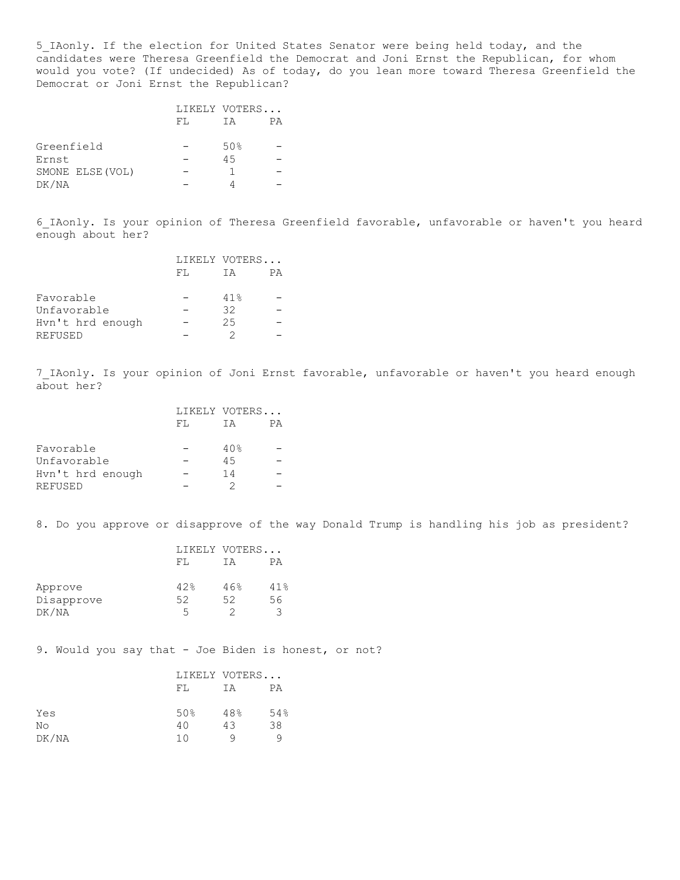5_IAonly. If the election for United States Senator were being held today, and the candidates were Theresa Greenfield the Democrat and Joni Ernst the Republican, for whom would you vote? (If undecided) As of today, do you lean more toward Theresa Greenfield the Democrat or Joni Ernst the Republican?

| | LIKELY VOTERS... | | |
|---|---|---|---|
| | FL | IA | PA |
| Greenfield | - | 50% | - |
| Ernst | - | 45 | - |
| SMONE ELSE(VOL) | - | 1 | - |
| DK/NA | - | 4 | - |

6_IAonly. Is your opinion of Theresa Greenfield favorable, unfavorable or haven't you heard enough about her?

| | LIKELY VOTERS... | | |
|---|---|---|---|
| | FL | IA | PA |
| Favorable | - | 41% | - |
| Unfavorable | - | 32 | - |
| Hvn't hrd enough | - | 25 | - |
| REFUSED | - | 2 | - |

7_IAonly. Is your opinion of Joni Ernst favorable, unfavorable or haven't you heard enough about her?

| | LIKELY VOTERS... | | |
|---|---|---|---|
| | FL | IA | PA |
| Favorable | - | 40% | - |
| Unfavorable | - | 45 | - |
| Hvn't hrd enough | - | 14 | - |
| REFUSED | - | 2 | - |

8. Do you approve or disapprove of the way Donald Trump is handling his job as president?

| | LIKELY VOTERS... | | |
|---|---|---|---|
| | FL | IA | PA |
| Approve | 42% | 46% | 41% |
| Disapprove | 52 | 52 | 56 |
| DK/NA | 5 | 2 | 3 |

9. Would you say that - Joe Biden is honest, or not?

| | LIKELY VOTERS... | | |
|---|---|---|---|
| | FL | IA | PA |
| Yes | 50% | 48% | 54% |
| No | 40 | 43 | 38 |
| DK/NA | 10 | 9 | 9 |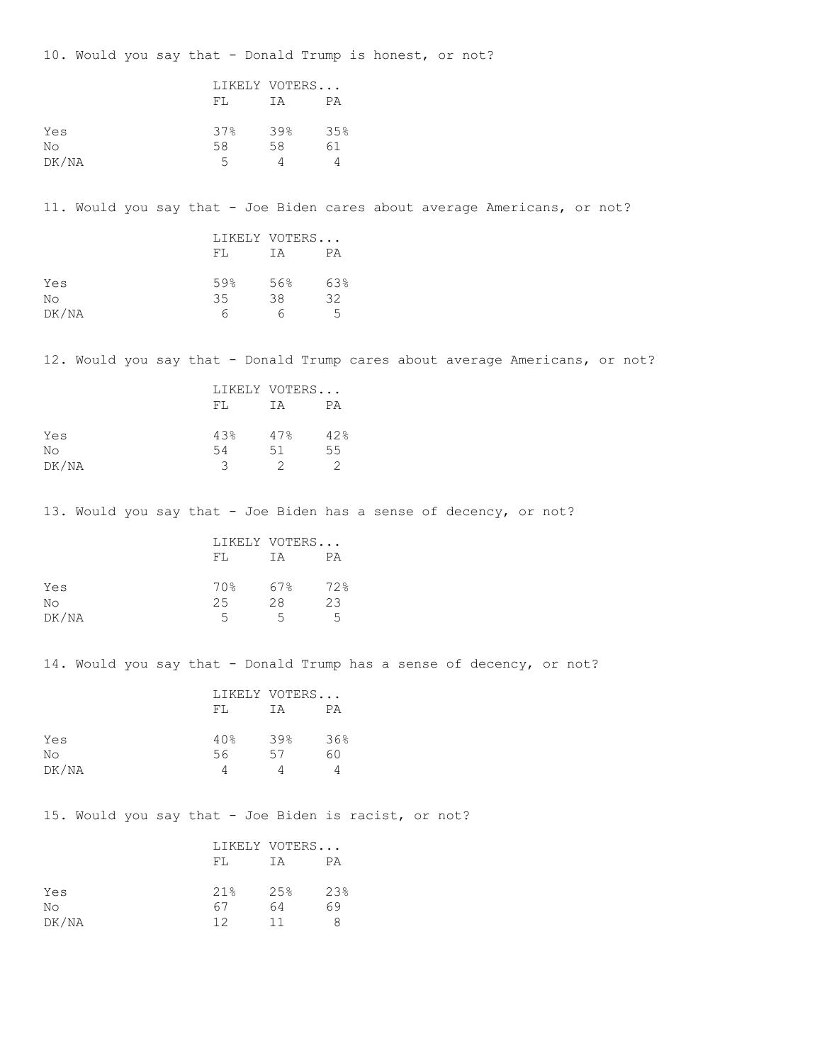10. Would you say that - Donald Trump is honest, or not?

| | LIKELY VOTERS... | | |
|---|---|---|---|
| | FL | IA | PA |
| Yes | 37% | 39% | 35% |
| No | 58 | 58 | 61 |
| DK/NA | 5 | 4 | 4 |

11. Would you say that - Joe Biden cares about average Americans, or not?

| | LIKELY VOTERS... | | |
|---|---|---|---|
| | FL | IA | PA |
| Yes | 59% | 56% | 63% |
| No | 35 | 38 | 32 |
| DK/NA | 6 | 6 | 5 |

12. Would you say that - Donald Trump cares about average Americans, or not?

| | LIKELY VOTERS... | | |
|---|---|---|---|
| | FL | IA | PA |
| Yes | 43% | 47% | 42% |
| No | 54 | 51 | 55 |
| DK/NA | 3 | 2 | 2 |

13. Would you say that - Joe Biden has a sense of decency, or not?

| | LIKELY VOTERS... | | |
|---|---|---|---|
| | FL | IA | PA |
| Yes | 70% | 67% | 72% |
| No | 25 | 28 | 23 |
| DK/NA | 5 | 5 | 5 |

14. Would you say that - Donald Trump has a sense of decency, or not?

| | LIKELY VOTERS... | | |
|---|---|---|---|
| | FL | IA | PA |
| Yes | 40% | 39% | 36% |
| No | 56 | 57 | 60 |
| DK/NA | 4 | 4 | 4 |

15. Would you say that - Joe Biden is racist, or not?

| | LIKELY VOTERS... | | |
|---|---|---|---|
| | FL | IA | PA |
| Yes | 21% | 25% | 23% |
| No | 67 | 64 | 69 |
| DK/NA | 12 | 11 | 8 |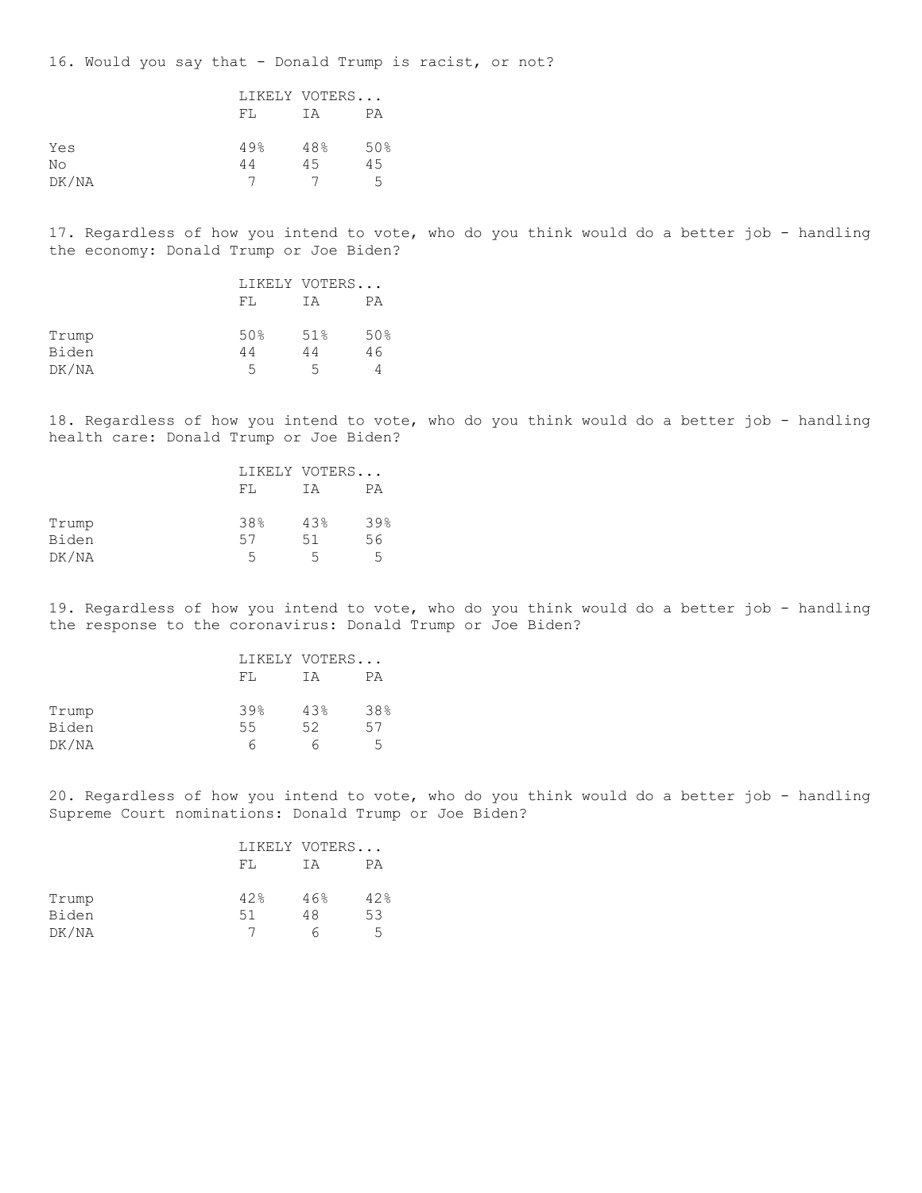16. Would you say that - Donald Trump is racist, or not?

| | LIKELY VOTERS... | | |
|---|---|---|---|
| | FL | IA | PA |
| Yes | 49% | 48% | 50% |
| No | 44 | 45 | 45 |
| DK/NA | 7 | 7 | 5 |

17. Regardless of how you intend to vote, who do you think would do a better job - handling the economy: Donald Trump or Joe Biden?

| | LIKELY VOTERS... | | |
|---|---|---|---|
| | FL | IA | PA |
| Trump | 50% | 51% | 50% |
| Biden | 44 | 44 | 46 |
| DK/NA | 5 | 5 | 4 |

18. Regardless of how you intend to vote, who do you think would do a better job - handling health care: Donald Trump or Joe Biden?

| | LIKELY VOTERS... | | |
|---|---|---|---|
| | FL | IA | PA |
| Trump | 38% | 43% | 39% |
| Biden | 57 | 51 | 56 |
| DK/NA | 5 | 5 | 5 |

19. Regardless of how you intend to vote, who do you think would do a better job - handling the response to the coronavirus: Donald Trump or Joe Biden?

| | LIKELY VOTERS... | | |
|---|---|---|---|
| | FL | IA | PA |
| Trump | 39% | 43% | 38% |
| Biden | 55 | 52 | 57 |
| DK/NA | 6 | 6 | 5 |

20. Regardless of how you intend to vote, who do you think would do a better job - handling Supreme Court nominations: Donald Trump or Joe Biden?

| | LIKELY VOTERS... | | |
|---|---|---|---|
| | FL | IA | PA |
| Trump | 42% | 46% | 42% |
| Biden | 51 | 48 | 53 |
| DK/NA | 7 | 6 | 5 |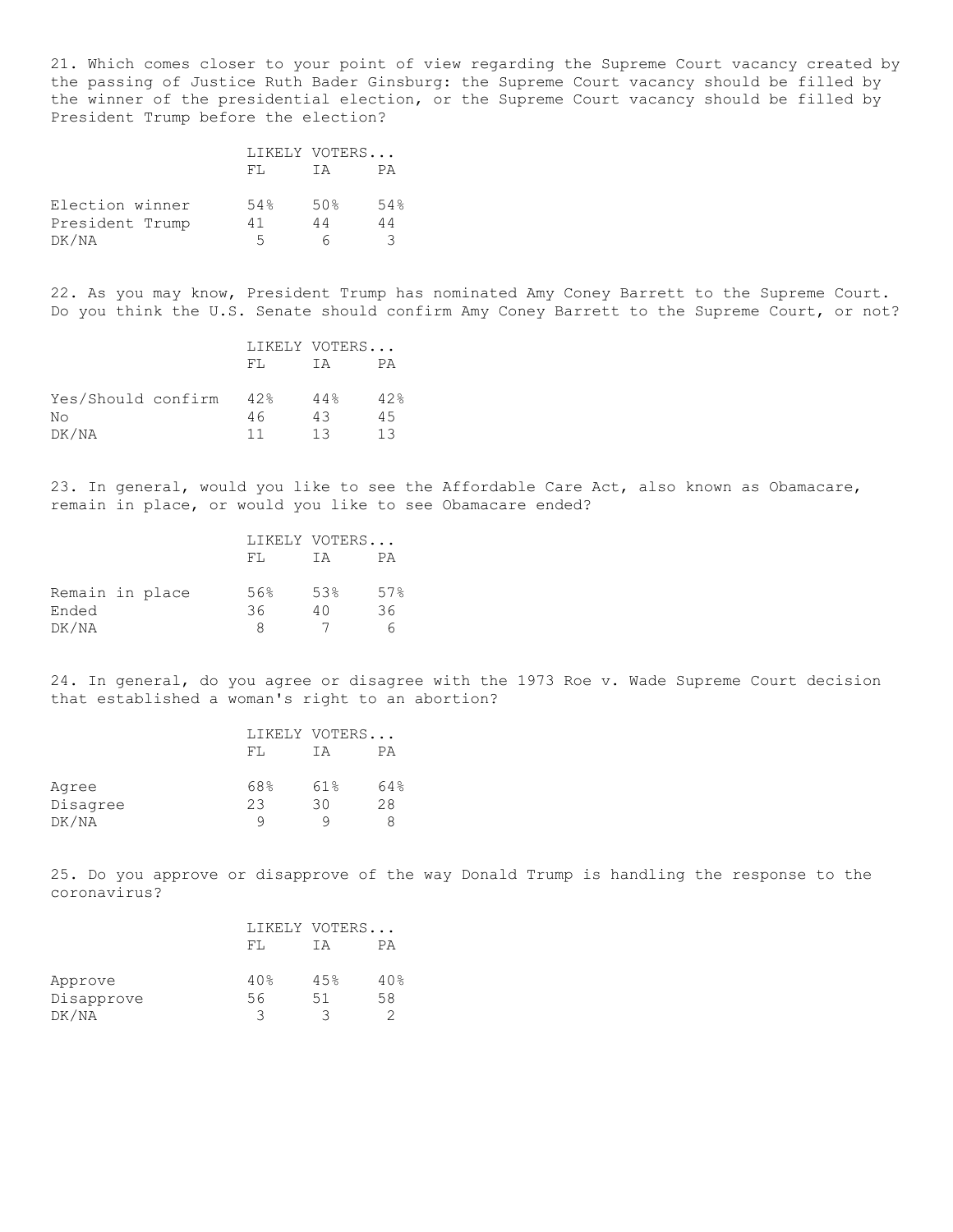21. Which comes closer to your point of view regarding the Supreme Court vacancy created by the passing of Justice Ruth Bader Ginsburg: the Supreme Court vacancy should be filled by the winner of the presidential election, or the Supreme Court vacancy should be filled by President Trump before the election?

| | LIKELY VOTERS... | | |
|---|---|---|---|
| | FL | IA | PA |
| Election winner | 54% | 50% | 54% |
| President Trump | 41 | 44 | 44 |
| DK/NA | 5 | 6 | 3 |

22. As you may know, President Trump has nominated Amy Coney Barrett to the Supreme Court. Do you think the U.S. Senate should confirm Amy Coney Barrett to the Supreme Court, or not?

| | LIKELY VOTERS... | | |
|---|---|---|---|
| | FL | IA | PA |
| Yes/Should confirm | 42% | 44% | 42% |
| No | 46 | 43 | 45 |
| DK/NA | 11 | 13 | 13 |

23. In general, would you like to see the Affordable Care Act, also known as Obamacare, remain in place, or would you like to see Obamacare ended?

| | LIKELY VOTERS... | | |
|---|---|---|---|
| | FL | IA | PA |
| Remain in place | 56% | 53% | 57% |
| Ended | 36 | 40 | 36 |
| DK/NA | 8 | 7 | 6 |

24. In general, do you agree or disagree with the 1973 Roe v. Wade Supreme Court decision that established a woman's right to an abortion?

| | LIKELY VOTERS... | | |
|---|---|---|---|
| | FL | IA | PA |
| Agree | 68% | 61% | 64% |
| Disagree | 23 | 30 | 28 |
| DK/NA | 9 | 9 | 8 |

25. Do you approve or disapprove of the way Donald Trump is handling the response to the coronavirus?

| | LIKELY VOTERS... | | |
|---|---|---|---|
| | FL | IA | PA |
| Approve | 40% | 45% | 40% |
| Disapprove | 56 | 51 | 58 |
| DK/NA | 3 | 3 | 2 |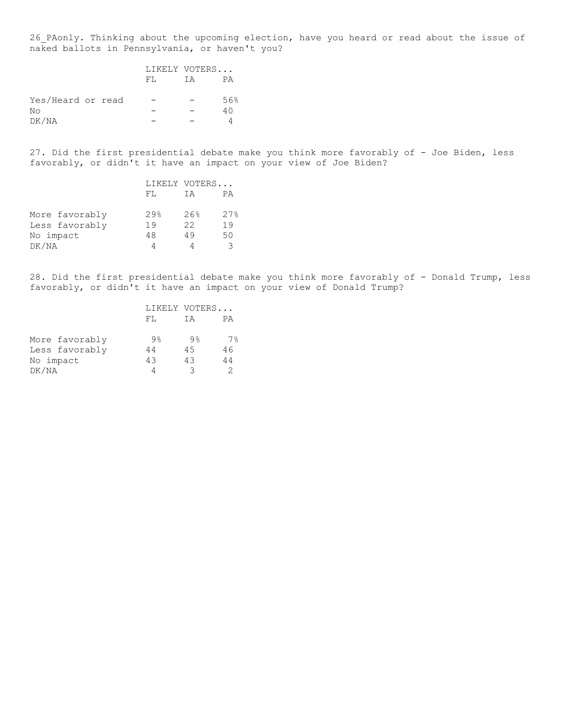26_PAonly. Thinking about the upcoming election, have you heard or read about the issue of naked ballots in Pennsylvania, or haven't you?

| | LIKELY VOTERS... | | |
|---|---|---|---|
| | FL | IA | PA |
| Yes/Heard or read | - | - | 56% |
| No | - | - | 40 |
| DK/NA | - | - | 4 |

27. Did the first presidential debate make you think more favorably of - Joe Biden, less favorably, or didn't it have an impact on your view of Joe Biden?

| | LIKELY VOTERS... | | |
|---|---|---|---|
| | FL | IA | PA |
| More favorably | 29% | 26% | 27% |
| Less favorably | 19 | 22 | 19 |
| No impact | 48 | 49 | 50 |
| DK/NA | 4 | 4 | 3 |

28. Did the first presidential debate make you think more favorably of - Donald Trump, less favorably, or didn't it have an impact on your view of Donald Trump?

| | LIKELY VOTERS... | | |
|---|---|---|---|
| | FL | IA | PA |
| More favorably | 9% | 9% | 7% |
| Less favorably | 44 | 45 | 46 |
| No impact | 43 | 43 | 44 |
| DK/NA | 4 | 3 | 2 |